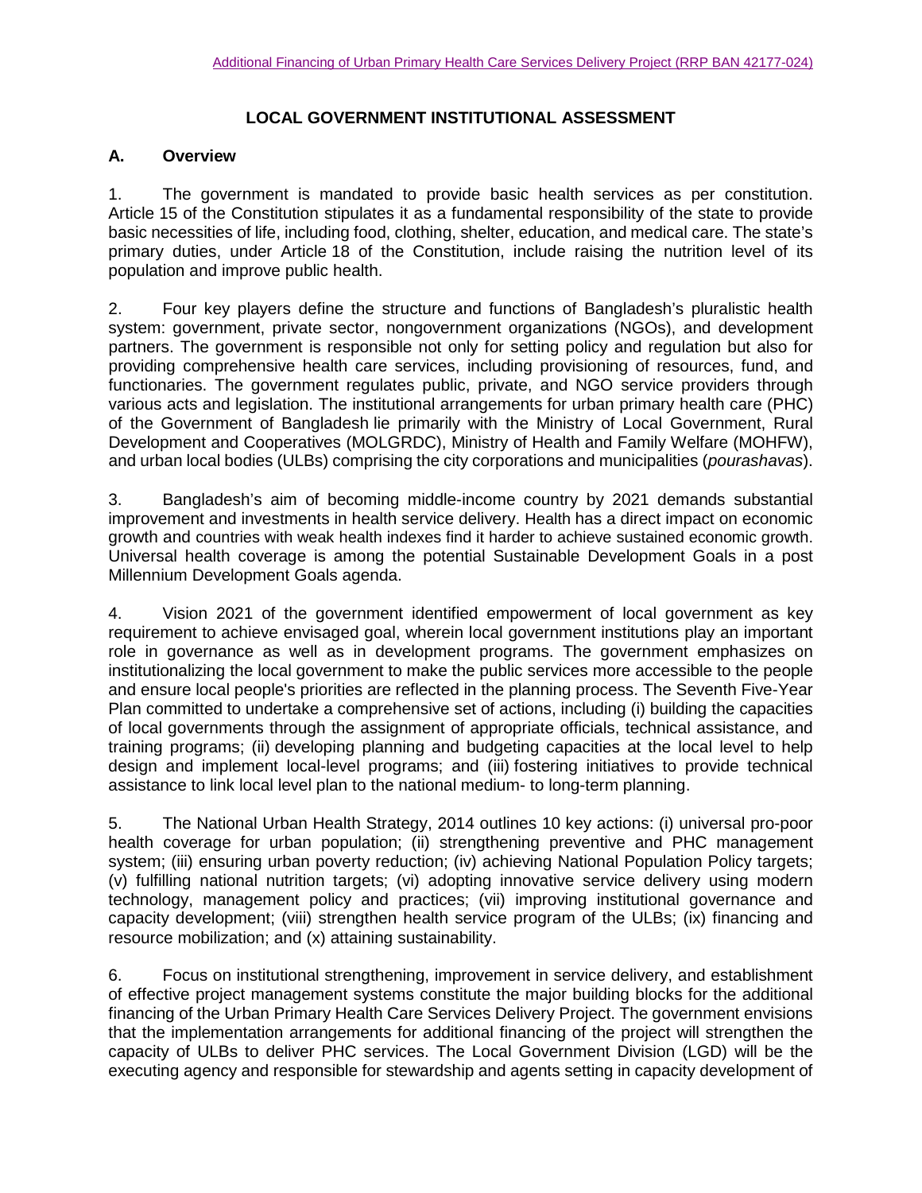# LOCAL GOVERNMENT INSTITUTIONAL ASSESSMENT

## A. Overview

1. The government is mandated to provide basic health services as per constitution. Article 15 of the Constitution stipulates it as a fundamental responsibility of the state to provide basic necessities of life, including food, clothing, shelter, education, and medical care. The state's primary duties, under Article 18 of the Constitution, include raising the nutrition level of its population and improve public health.

2. Four key players define the structure and functions of Bangladesh's pluralistic health system: government, private sector, nongovernment organizations (NGOs), and development partners. The government is responsible not only for setting policy and regulation but also for providing comprehensive health care services, including provisioning of resources, fund, and functionaries. The government regulates public, private, and NGO service providers through various acts and legislation. The institutional arrangements for urban primary health care (PHC) of the Government of Bangladesh lie primarily with the Ministry of Local Government, Rural Development and Cooperatives (MOLGRDC), Ministry of Health and Family Welfare (MOHFW), and urban local bodies (ULBs) comprising the city corporations and municipalities (*pourashavas*).

3. Bangladesh's aim of becoming middle-income country by 2021 demands substantial improvement and investments in health service delivery. Health has a direct impact on economic growth and countries with weak health indexes find it harder to achieve sustained economic growth. Universal health coverage is among the potential Sustainable Development Goals in a post Millennium Development Goals agenda.

4. Vision 2021 of the government identified empowerment of local government as key requirement to achieve envisaged goal, wherein local government institutions play an important role in governance as well as in development programs. The government emphasizes on institutionalizing the local government to make the public services more accessible to the people and ensure local people's priorities are reflected in the planning process. The Seventh Five-Year Plan committed to undertake a comprehensive set of actions, including (i) building the capacities of local governments through the assignment of appropriate officials, technical assistance, and training programs; (ii) developing planning and budgeting capacities at the local level to help design and implement local-level programs; and (iii) fostering initiatives to provide technical assistance to link local level plan to the national medium- to long-term planning.

5. The National Urban Health Strategy, 2014 outlines 10 key actions: (i) universal pro-poor health coverage for urban population; (ii) strengthening preventive and PHC management system; (iii) ensuring urban poverty reduction; (iv) achieving National Population Policy targets; (v) fulfilling national nutrition targets; (vi) adopting innovative service delivery using modern technology, management policy and practices; (vii) improving institutional governance and capacity development; (viii) strengthen health service program of the ULBs; (ix) financing and resource mobilization; and (x) attaining sustainability.

6. Focus on institutional strengthening, improvement in service delivery, and establishment of effective project management systems constitute the major building blocks for the additional financing of the Urban Primary Health Care Services Delivery Project. The government envisions that the implementation arrangements for additional financing of the project will strengthen the capacity of ULBs to deliver PHC services. The Local Government Division (LGD) will be the executing agency and responsible for stewardship and agents setting in capacity development of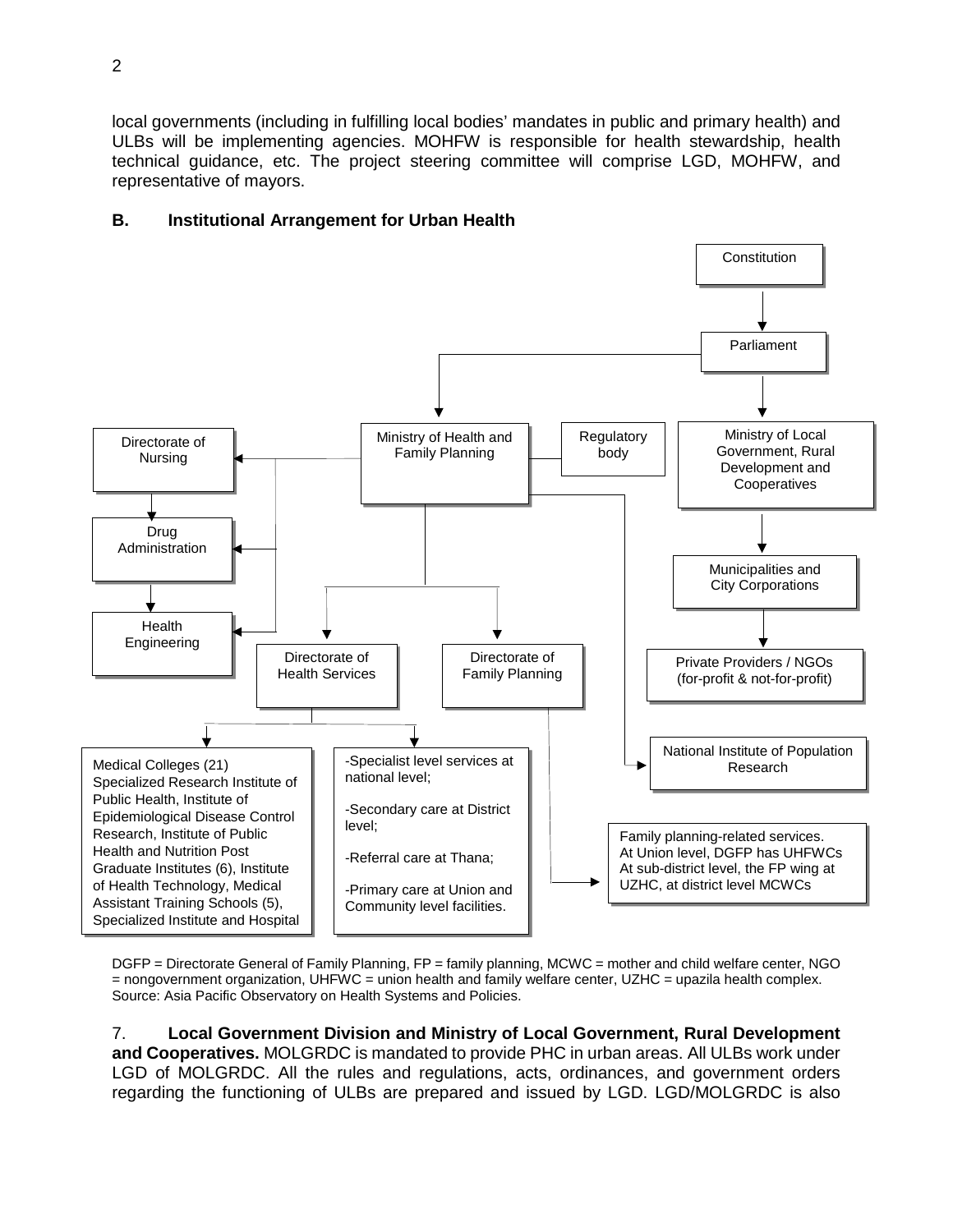local governments (including in fulfilling local bodies' mandates in public and primary health) and ULBs will be implementing agencies. MOHFW is responsible for health stewardship, health technical guidance, etc. The project steering committee will comprise LGD, MOHFW, and representative of mayors.

### B. Institutional Arrangement for Urban Health

Constitution

Parliament

Ministry of Health and Family Planning

Regulatory body

Ministry of Local Government, Rural Development and Cooperatives

Directorate of Nursing

Drug Administration

Health Engineering

Municipalities and City Corporations

Directorate of Health Services

Directorate of Family Planning

Private Providers / NGOs (for-profit & not-for-profit)

National Institute of Population Research

Medical Colleges (21) Specialized Research Institute of Public Health, Institute of Epidemiological Disease Control Research, Institute of Public Health and Nutrition Post Graduate Institutes (6), Institute of Health Technology, Medical Assistant Training Schools (5), Specialized Institute and Hospital

-Specialist level services at national level;

-Secondary care at District level;

-Referral care at Thana;

-Primary care at Union and Community level facilities.

Family planning-related services. At Union level, DGFP has UHFWCs At sub-district level, the FP wing at UZHC, at district level MCWCs

DGFP = Directorate General of Family Planning, FP = family planning, MCWC = mother and child welfare center, NGO = nongovernment organization, UHFWC = union health and family welfare center, UZHC = upazila health complex.
Source: Asia Pacific Observatory on Health Systems and Policies.

7. **Local Government Division and Ministry of Local Government, Rural Development and Cooperatives.** MOLGRDC is mandated to provide PHC in urban areas. All ULBs work under LGD of MOLGRDC. All the rules and regulations, acts, ordinances, and government orders regarding the functioning of ULBs are prepared and issued by LGD. LGD/MOLGRDC is also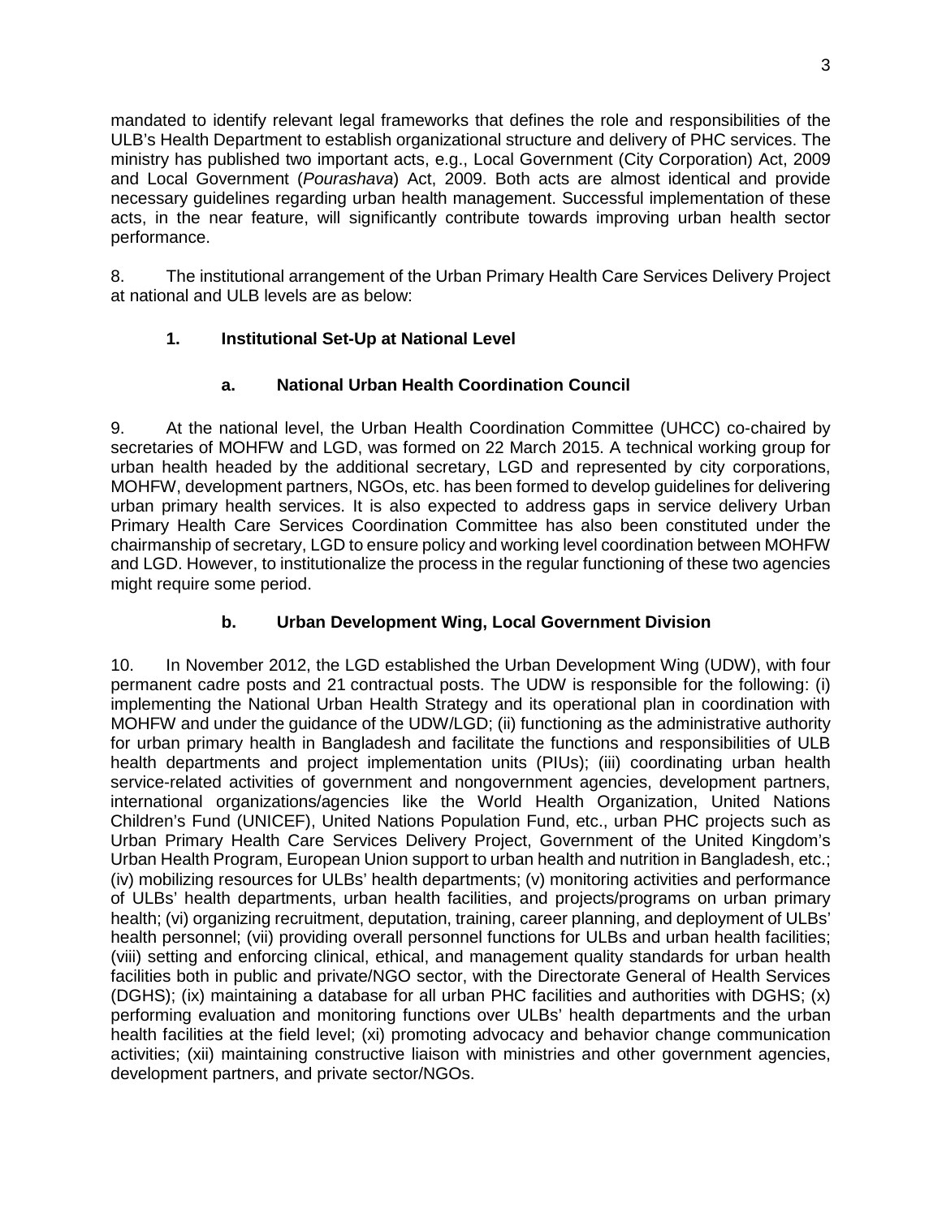mandated to identify relevant legal frameworks that defines the role and responsibilities of the ULB's Health Department to establish organizational structure and delivery of PHC services. The ministry has published two important acts, e.g., Local Government (City Corporation) Act, 2009 and Local Government (*Pourashava*) Act, 2009. Both acts are almost identical and provide necessary guidelines regarding urban health management. Successful implementation of these acts, in the near feature, will significantly contribute towards improving urban health sector performance.

8. The institutional arrangement of the Urban Primary Health Care Services Delivery Project at national and ULB levels are as below:

### 1. Institutional Set-Up at National Level

#### a. National Urban Health Coordination Council

9. At the national level, the Urban Health Coordination Committee (UHCC) co-chaired by secretaries of MOHFW and LGD, was formed on 22 March 2015. A technical working group for urban health headed by the additional secretary, LGD and represented by city corporations, MOHFW, development partners, NGOs, etc. has been formed to develop guidelines for delivering urban primary health services. It is also expected to address gaps in service delivery Urban Primary Health Care Services Coordination Committee has also been constituted under the chairmanship of secretary, LGD to ensure policy and working level coordination between MOHFW and LGD. However, to institutionalize the process in the regular functioning of these two agencies might require some period.

#### b. Urban Development Wing, Local Government Division

10. In November 2012, the LGD established the Urban Development Wing (UDW), with four permanent cadre posts and 21 contractual posts. The UDW is responsible for the following: (i) implementing the National Urban Health Strategy and its operational plan in coordination with MOHFW and under the guidance of the UDW/LGD; (ii) functioning as the administrative authority for urban primary health in Bangladesh and facilitate the functions and responsibilities of ULB health departments and project implementation units (PIUs); (iii) coordinating urban health service-related activities of government and nongovernment agencies, development partners, international organizations/agencies like the World Health Organization, United Nations Children's Fund (UNICEF), United Nations Population Fund, etc., urban PHC projects such as Urban Primary Health Care Services Delivery Project, Government of the United Kingdom's Urban Health Program, European Union support to urban health and nutrition in Bangladesh, etc.; (iv) mobilizing resources for ULBs' health departments; (v) monitoring activities and performance of ULBs' health departments, urban health facilities, and projects/programs on urban primary health; (vi) organizing recruitment, deputation, training, career planning, and deployment of ULBs' health personnel; (vii) providing overall personnel functions for ULBs and urban health facilities; (viii) setting and enforcing clinical, ethical, and management quality standards for urban health facilities both in public and private/NGO sector, with the Directorate General of Health Services (DGHS); (ix) maintaining a database for all urban PHC facilities and authorities with DGHS; (x) performing evaluation and monitoring functions over ULBs' health departments and the urban health facilities at the field level; (xi) promoting advocacy and behavior change communication activities; (xii) maintaining constructive liaison with ministries and other government agencies, development partners, and private sector/NGOs.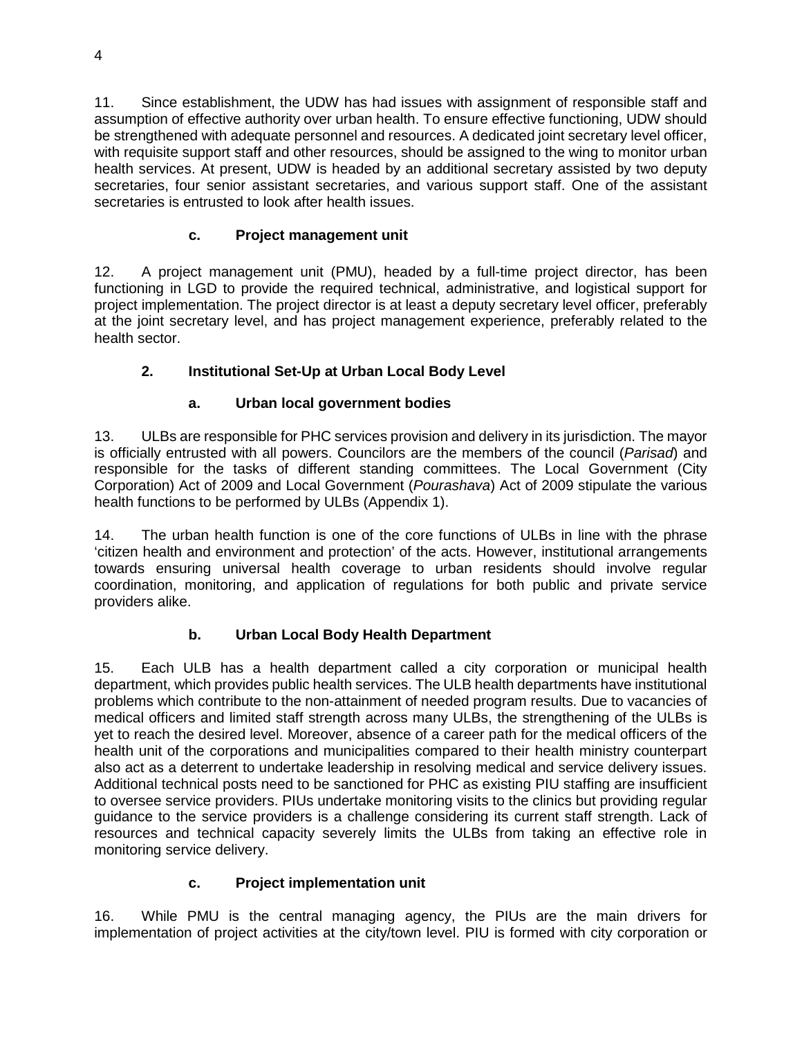11. Since establishment, the UDW has had issues with assignment of responsible staff and assumption of effective authority over urban health. To ensure effective functioning, UDW should be strengthened with adequate personnel and resources. A dedicated joint secretary level officer, with requisite support staff and other resources, should be assigned to the wing to monitor urban health services. At present, UDW is headed by an additional secretary assisted by two deputy secretaries, four senior assistant secretaries, and various support staff. One of the assistant secretaries is entrusted to look after health issues.

#### c. Project management unit

12. A project management unit (PMU), headed by a full-time project director, has been functioning in LGD to provide the required technical, administrative, and logistical support for project implementation. The project director is at least a deputy secretary level officer, preferably at the joint secretary level, and has project management experience, preferably related to the health sector.

### 2. Institutional Set-Up at Urban Local Body Level

#### a. Urban local government bodies

13. ULBs are responsible for PHC services provision and delivery in its jurisdiction. The mayor is officially entrusted with all powers. Councilors are the members of the council (*Parisad*) and responsible for the tasks of different standing committees. The Local Government (City Corporation) Act of 2009 and Local Government (*Pourashava*) Act of 2009 stipulate the various health functions to be performed by ULBs (Appendix 1).

14. The urban health function is one of the core functions of ULBs in line with the phrase 'citizen health and environment and protection' of the acts. However, institutional arrangements towards ensuring universal health coverage to urban residents should involve regular coordination, monitoring, and application of regulations for both public and private service providers alike.

#### b. Urban Local Body Health Department

15. Each ULB has a health department called a city corporation or municipal health department, which provides public health services. The ULB health departments have institutional problems which contribute to the non-attainment of needed program results. Due to vacancies of medical officers and limited staff strength across many ULBs, the strengthening of the ULBs is yet to reach the desired level. Moreover, absence of a career path for the medical officers of the health unit of the corporations and municipalities compared to their health ministry counterpart also act as a deterrent to undertake leadership in resolving medical and service delivery issues. Additional technical posts need to be sanctioned for PHC as existing PIU staffing are insufficient to oversee service providers. PIUs undertake monitoring visits to the clinics but providing regular guidance to the service providers is a challenge considering its current staff strength. Lack of resources and technical capacity severely limits the ULBs from taking an effective role in monitoring service delivery.

#### c. Project implementation unit

16. While PMU is the central managing agency, the PIUs are the main drivers for implementation of project activities at the city/town level. PIU is formed with city corporation or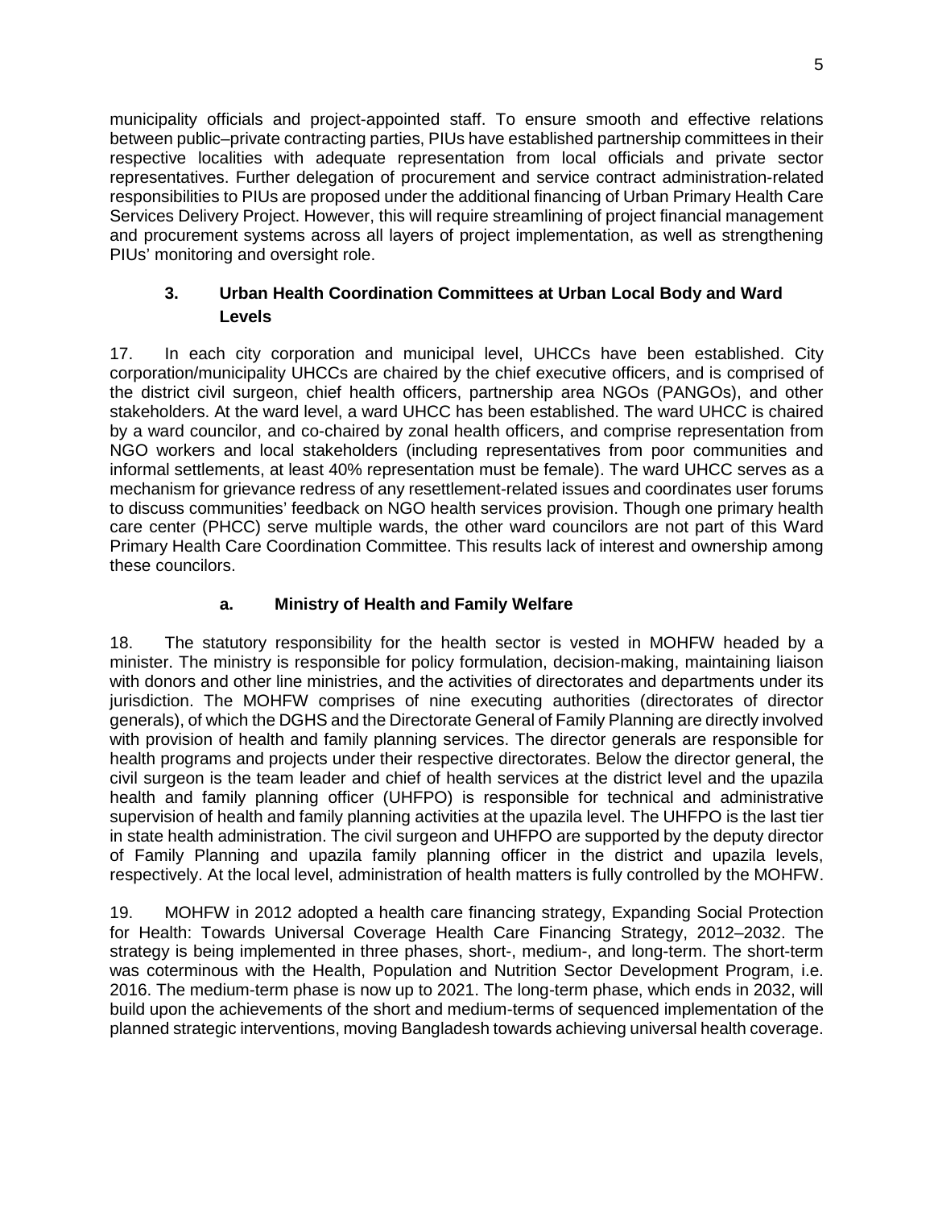municipality officials and project-appointed staff. To ensure smooth and effective relations between public–private contracting parties, PIUs have established partnership committees in their respective localities with adequate representation from local officials and private sector representatives. Further delegation of procurement and service contract administration-related responsibilities to PIUs are proposed under the additional financing of Urban Primary Health Care Services Delivery Project. However, this will require streamlining of project financial management and procurement systems across all layers of project implementation, as well as strengthening PIUs' monitoring and oversight role.

### 3. Urban Health Coordination Committees at Urban Local Body and Ward Levels

17. In each city corporation and municipal level, UHCCs have been established. City corporation/municipality UHCCs are chaired by the chief executive officers, and is comprised of the district civil surgeon, chief health officers, partnership area NGOs (PANGOs), and other stakeholders. At the ward level, a ward UHCC has been established. The ward UHCC is chaired by a ward councilor, and co-chaired by zonal health officers, and comprise representation from NGO workers and local stakeholders (including representatives from poor communities and informal settlements, at least 40% representation must be female). The ward UHCC serves as a mechanism for grievance redress of any resettlement-related issues and coordinates user forums to discuss communities' feedback on NGO health services provision. Though one primary health care center (PHCC) serve multiple wards, the other ward councilors are not part of this Ward Primary Health Care Coordination Committee. This results lack of interest and ownership among these councilors.

#### a. Ministry of Health and Family Welfare

18. The statutory responsibility for the health sector is vested in MOHFW headed by a minister. The ministry is responsible for policy formulation, decision-making, maintaining liaison with donors and other line ministries, and the activities of directorates and departments under its jurisdiction. The MOHFW comprises of nine executing authorities (directorates of director generals), of which the DGHS and the Directorate General of Family Planning are directly involved with provision of health and family planning services. The director generals are responsible for health programs and projects under their respective directorates. Below the director general, the civil surgeon is the team leader and chief of health services at the district level and the upazila health and family planning officer (UHFPO) is responsible for technical and administrative supervision of health and family planning activities at the upazila level. The UHFPO is the last tier in state health administration. The civil surgeon and UHFPO are supported by the deputy director of Family Planning and upazila family planning officer in the district and upazila levels, respectively. At the local level, administration of health matters is fully controlled by the MOHFW.

19. MOHFW in 2012 adopted a health care financing strategy, Expanding Social Protection for Health: Towards Universal Coverage Health Care Financing Strategy, 2012–2032. The strategy is being implemented in three phases, short-, medium-, and long-term. The short-term was coterminous with the Health, Population and Nutrition Sector Development Program, i.e. 2016. The medium-term phase is now up to 2021. The long-term phase, which ends in 2032, will build upon the achievements of the short and medium-terms of sequenced implementation of the planned strategic interventions, moving Bangladesh towards achieving universal health coverage.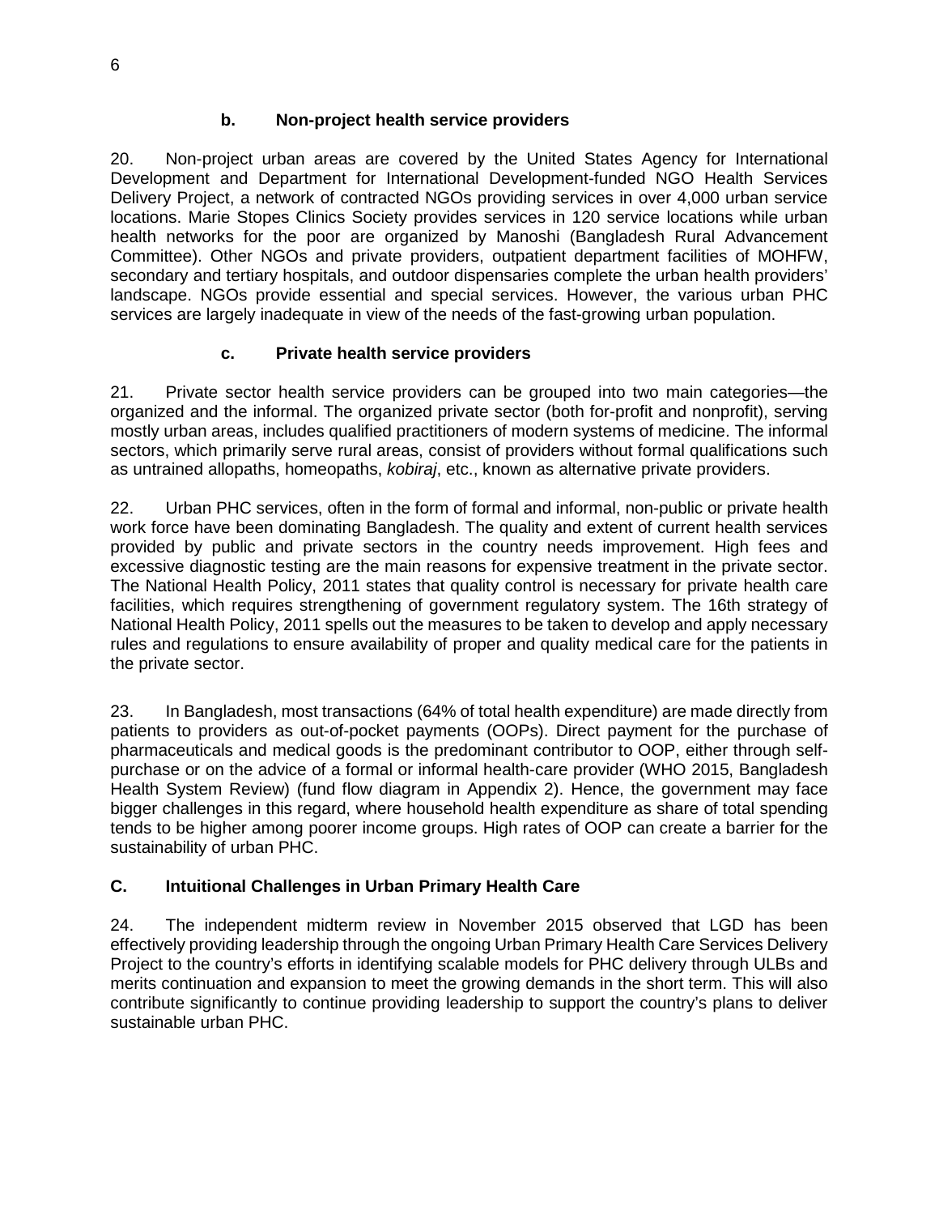### b. Non-project health service providers

20. Non-project urban areas are covered by the United States Agency for International Development and Department for International Development-funded NGO Health Services Delivery Project, a network of contracted NGOs providing services in over 4,000 urban service locations. Marie Stopes Clinics Society provides services in 120 service locations while urban health networks for the poor are organized by Manoshi (Bangladesh Rural Advancement Committee). Other NGOs and private providers, outpatient department facilities of MOHFW, secondary and tertiary hospitals, and outdoor dispensaries complete the urban health providers' landscape. NGOs provide essential and special services. However, the various urban PHC services are largely inadequate in view of the needs of the fast-growing urban population.

### c. Private health service providers

21. Private sector health service providers can be grouped into two main categories—the organized and the informal. The organized private sector (both for-profit and nonprofit), serving mostly urban areas, includes qualified practitioners of modern systems of medicine. The informal sectors, which primarily serve rural areas, consist of providers without formal qualifications such as untrained allopaths, homeopaths, *kobiraj*, etc., known as alternative private providers.

22. Urban PHC services, often in the form of formal and informal, non-public or private health work force have been dominating Bangladesh. The quality and extent of current health services provided by public and private sectors in the country needs improvement. High fees and excessive diagnostic testing are the main reasons for expensive treatment in the private sector. The National Health Policy, 2011 states that quality control is necessary for private health care facilities, which requires strengthening of government regulatory system. The 16th strategy of National Health Policy, 2011 spells out the measures to be taken to develop and apply necessary rules and regulations to ensure availability of proper and quality medical care for the patients in the private sector.

23. In Bangladesh, most transactions (64% of total health expenditure) are made directly from patients to providers as out-of-pocket payments (OOPs). Direct payment for the purchase of pharmaceuticals and medical goods is the predominant contributor to OOP, either through self-purchase or on the advice of a formal or informal health-care provider (WHO 2015, Bangladesh Health System Review) (fund flow diagram in Appendix 2). Hence, the government may face bigger challenges in this regard, where household health expenditure as share of total spending tends to be higher among poorer income groups. High rates of OOP can create a barrier for the sustainability of urban PHC.

## C. Intuitional Challenges in Urban Primary Health Care

24. The independent midterm review in November 2015 observed that LGD has been effectively providing leadership through the ongoing Urban Primary Health Care Services Delivery Project to the country's efforts in identifying scalable models for PHC delivery through ULBs and merits continuation and expansion to meet the growing demands in the short term. This will also contribute significantly to continue providing leadership to support the country's plans to deliver sustainable urban PHC.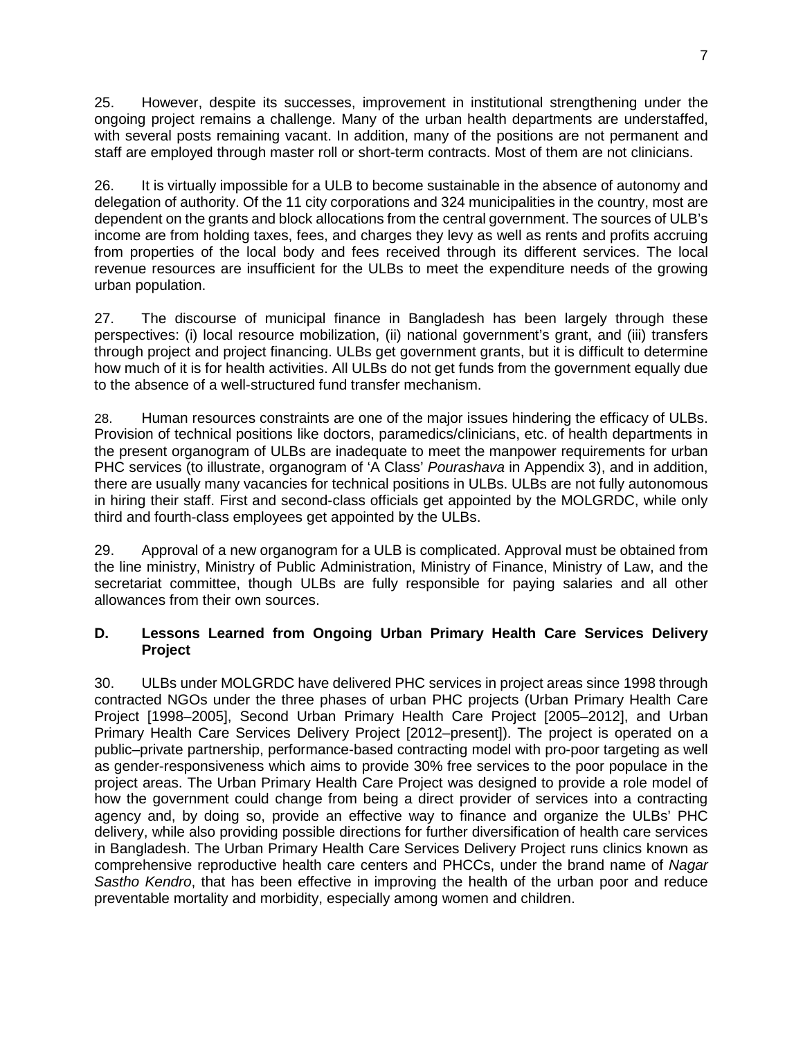25. However, despite its successes, improvement in institutional strengthening under the ongoing project remains a challenge. Many of the urban health departments are understaffed, with several posts remaining vacant. In addition, many of the positions are not permanent and staff are employed through master roll or short-term contracts. Most of them are not clinicians.

26. It is virtually impossible for a ULB to become sustainable in the absence of autonomy and delegation of authority. Of the 11 city corporations and 324 municipalities in the country, most are dependent on the grants and block allocations from the central government. The sources of ULB's income are from holding taxes, fees, and charges they levy as well as rents and profits accruing from properties of the local body and fees received through its different services. The local revenue resources are insufficient for the ULBs to meet the expenditure needs of the growing urban population.

27. The discourse of municipal finance in Bangladesh has been largely through these perspectives: (i) local resource mobilization, (ii) national government's grant, and (iii) transfers through project and project financing. ULBs get government grants, but it is difficult to determine how much of it is for health activities. All ULBs do not get funds from the government equally due to the absence of a well-structured fund transfer mechanism.

28. Human resources constraints are one of the major issues hindering the efficacy of ULBs. Provision of technical positions like doctors, paramedics/clinicians, etc. of health departments in the present organogram of ULBs are inadequate to meet the manpower requirements for urban PHC services (to illustrate, organogram of 'A Class' *Pourashava* in Appendix 3), and in addition, there are usually many vacancies for technical positions in ULBs. ULBs are not fully autonomous in hiring their staff. First and second-class officials get appointed by the MOLGRDC, while only third and fourth-class employees get appointed by the ULBs.

29. Approval of a new organogram for a ULB is complicated. Approval must be obtained from the line ministry, Ministry of Public Administration, Ministry of Finance, Ministry of Law, and the secretariat committee, though ULBs are fully responsible for paying salaries and all other allowances from their own sources.

## D. Lessons Learned from Ongoing Urban Primary Health Care Services Delivery Project

30. ULBs under MOLGRDC have delivered PHC services in project areas since 1998 through contracted NGOs under the three phases of urban PHC projects (Urban Primary Health Care Project [1998–2005], Second Urban Primary Health Care Project [2005–2012], and Urban Primary Health Care Services Delivery Project [2012–present]). The project is operated on a public–private partnership, performance-based contracting model with pro-poor targeting as well as gender-responsiveness which aims to provide 30% free services to the poor populace in the project areas. The Urban Primary Health Care Project was designed to provide a role model of how the government could change from being a direct provider of services into a contracting agency and, by doing so, provide an effective way to finance and organize the ULBs' PHC delivery, while also providing possible directions for further diversification of health care services in Bangladesh. The Urban Primary Health Care Services Delivery Project runs clinics known as comprehensive reproductive health care centers and PHCCs, under the brand name of *Nagar Sastho Kendro*, that has been effective in improving the health of the urban poor and reduce preventable mortality and morbidity, especially among women and children.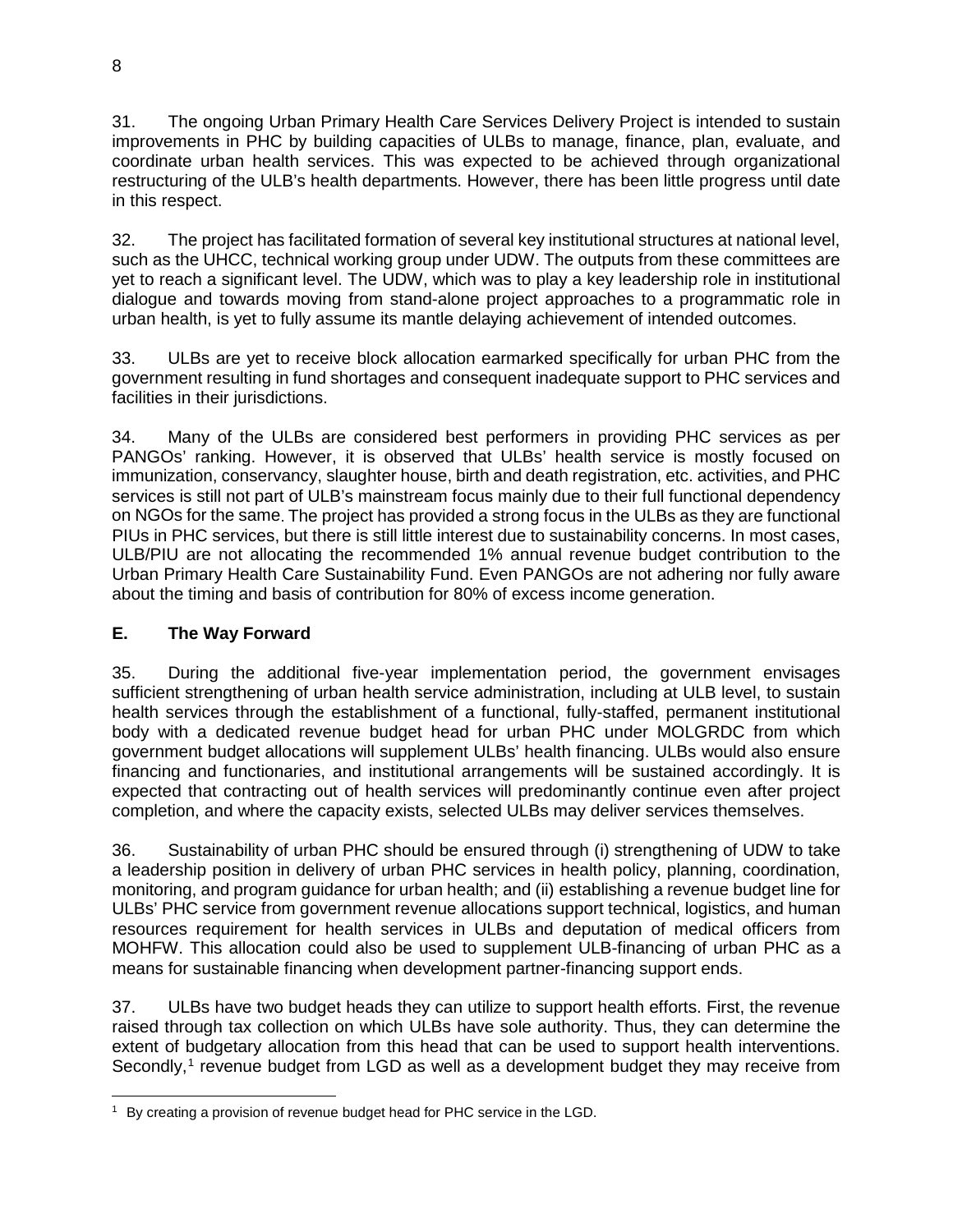31. The ongoing Urban Primary Health Care Services Delivery Project is intended to sustain improvements in PHC by building capacities of ULBs to manage, finance, plan, evaluate, and coordinate urban health services. This was expected to be achieved through organizational restructuring of the ULB's health departments. However, there has been little progress until date in this respect.

32. The project has facilitated formation of several key institutional structures at national level, such as the UHCC, technical working group under UDW. The outputs from these committees are yet to reach a significant level. The UDW, which was to play a key leadership role in institutional dialogue and towards moving from stand-alone project approaches to a programmatic role in urban health, is yet to fully assume its mantle delaying achievement of intended outcomes.

33. ULBs are yet to receive block allocation earmarked specifically for urban PHC from the government resulting in fund shortages and consequent inadequate support to PHC services and facilities in their jurisdictions.

34. Many of the ULBs are considered best performers in providing PHC services as per PANGOs' ranking. However, it is observed that ULBs' health service is mostly focused on immunization, conservancy, slaughter house, birth and death registration, etc. activities, and PHC services is still not part of ULB's mainstream focus mainly due to their full functional dependency on NGOs for the same. The project has provided a strong focus in the ULBs as they are functional PIUs in PHC services, but there is still little interest due to sustainability concerns. In most cases, ULB/PIU are not allocating the recommended 1% annual revenue budget contribution to the Urban Primary Health Care Sustainability Fund. Even PANGOs are not adhering nor fully aware about the timing and basis of contribution for 80% of excess income generation.

## E. The Way Forward

35. During the additional five-year implementation period, the government envisages sufficient strengthening of urban health service administration, including at ULB level, to sustain health services through the establishment of a functional, fully-staffed, permanent institutional body with a dedicated revenue budget head for urban PHC under MOLGRDC from which government budget allocations will supplement ULBs' health financing. ULBs would also ensure financing and functionaries, and institutional arrangements will be sustained accordingly. It is expected that contracting out of health services will predominantly continue even after project completion, and where the capacity exists, selected ULBs may deliver services themselves.

36. Sustainability of urban PHC should be ensured through (i) strengthening of UDW to take a leadership position in delivery of urban PHC services in health policy, planning, coordination, monitoring, and program guidance for urban health; and (ii) establishing a revenue budget line for ULBs' PHC service from government revenue allocations support technical, logistics, and human resources requirement for health services in ULBs and deputation of medical officers from MOHFW. This allocation could also be used to supplement ULB-financing of urban PHC as a means for sustainable financing when development partner-financing support ends.

37. ULBs have two budget heads they can utilize to support health efforts. First, the revenue raised through tax collection on which ULBs have sole authority. Thus, they can determine the extent of budgetary allocation from this head that can be used to support health interventions. Secondly,[1] revenue budget from LGD as well as a development budget they may receive from

---

[1] By creating a provision of revenue budget head for PHC service in the LGD.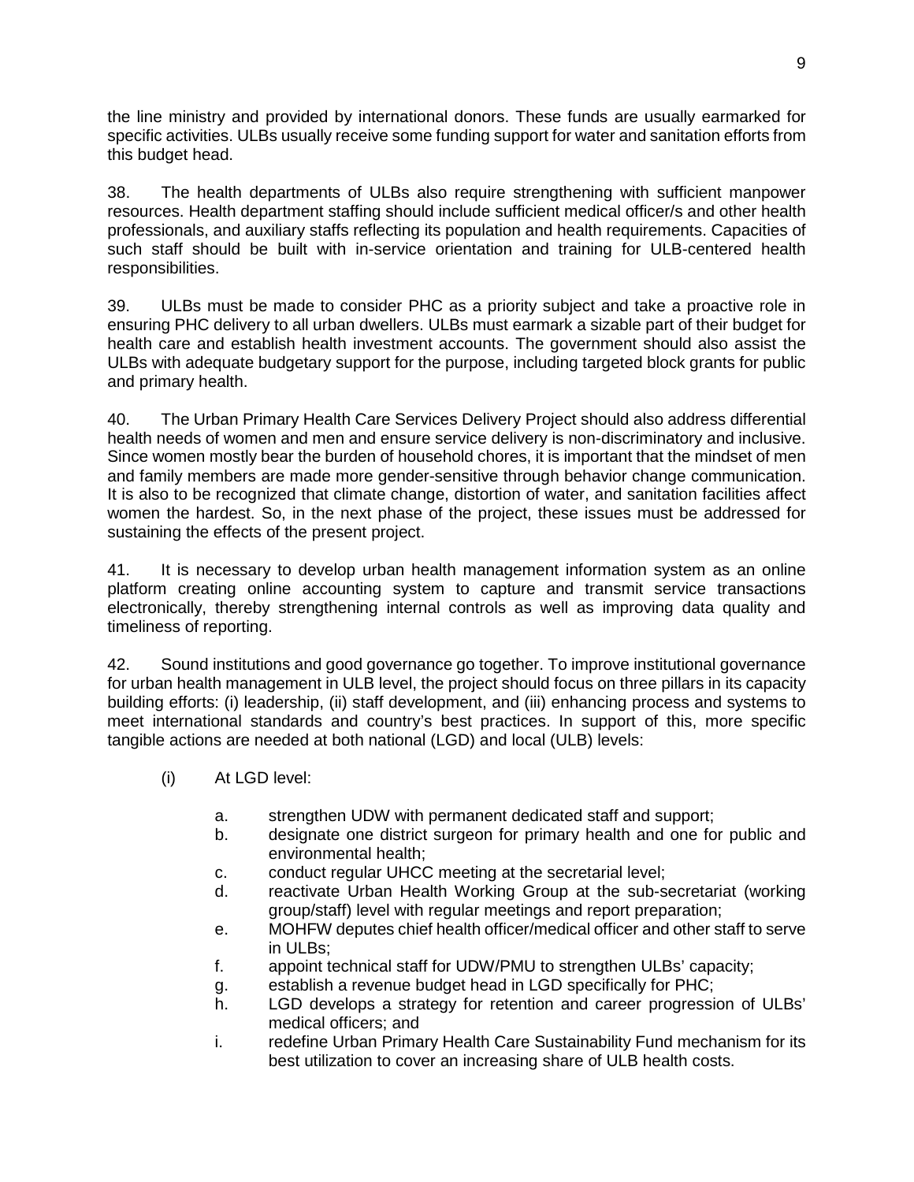the line ministry and provided by international donors. These funds are usually earmarked for specific activities. ULBs usually receive some funding support for water and sanitation efforts from this budget head.

38. The health departments of ULBs also require strengthening with sufficient manpower resources. Health department staffing should include sufficient medical officer/s and other health professionals, and auxiliary staffs reflecting its population and health requirements. Capacities of such staff should be built with in-service orientation and training for ULB-centered health responsibilities.

39. ULBs must be made to consider PHC as a priority subject and take a proactive role in ensuring PHC delivery to all urban dwellers. ULBs must earmark a sizable part of their budget for health care and establish health investment accounts. The government should also assist the ULBs with adequate budgetary support for the purpose, including targeted block grants for public and primary health.

40. The Urban Primary Health Care Services Delivery Project should also address differential health needs of women and men and ensure service delivery is non-discriminatory and inclusive. Since women mostly bear the burden of household chores, it is important that the mindset of men and family members are made more gender-sensitive through behavior change communication. It is also to be recognized that climate change, distortion of water, and sanitation facilities affect women the hardest. So, in the next phase of the project, these issues must be addressed for sustaining the effects of the present project.

41. It is necessary to develop urban health management information system as an online platform creating online accounting system to capture and transmit service transactions electronically, thereby strengthening internal controls as well as improving data quality and timeliness of reporting.

42. Sound institutions and good governance go together. To improve institutional governance for urban health management in ULB level, the project should focus on three pillars in its capacity building efforts: (i) leadership, (ii) staff development, and (iii) enhancing process and systems to meet international standards and country's best practices. In support of this, more specific tangible actions are needed at both national (LGD) and local (ULB) levels:

(i) At LGD level:

  a. strengthen UDW with permanent dedicated staff and support;
  b. designate one district surgeon for primary health and one for public and environmental health;
  c. conduct regular UHCC meeting at the secretarial level;
  d. reactivate Urban Health Working Group at the sub-secretariat (working group/staff) level with regular meetings and report preparation;
  e. MOHFW deputes chief health officer/medical officer and other staff to serve in ULBs;
  f. appoint technical staff for UDW/PMU to strengthen ULBs' capacity;
  g. establish a revenue budget head in LGD specifically for PHC;
  h. LGD develops a strategy for retention and career progression of ULBs' medical officers; and
  i. redefine Urban Primary Health Care Sustainability Fund mechanism for its best utilization to cover an increasing share of ULB health costs.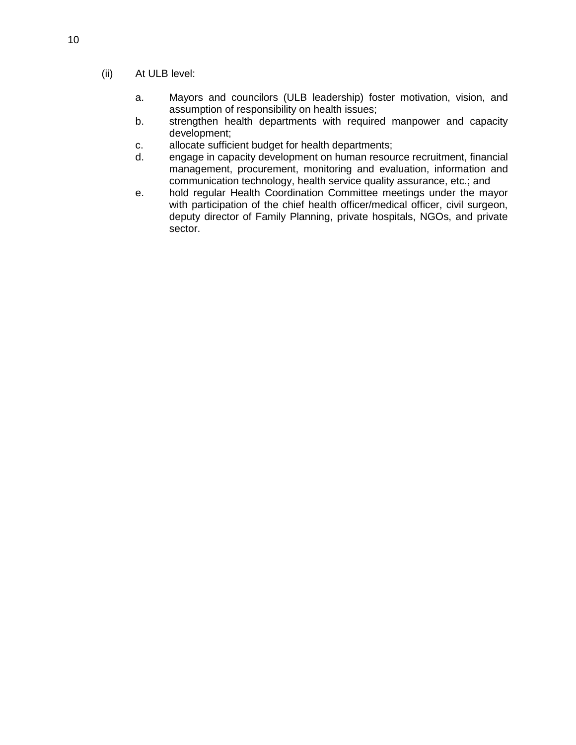(ii) At ULB level:

a. Mayors and councilors (ULB leadership) foster motivation, vision, and assumption of responsibility on health issues;
b. strengthen health departments with required manpower and capacity development;
c. allocate sufficient budget for health departments;
d. engage in capacity development on human resource recruitment, financial management, procurement, monitoring and evaluation, information and communication technology, health service quality assurance, etc.; and
e. hold regular Health Coordination Committee meetings under the mayor with participation of the chief health officer/medical officer, civil surgeon, deputy director of Family Planning, private hospitals, NGOs, and private sector.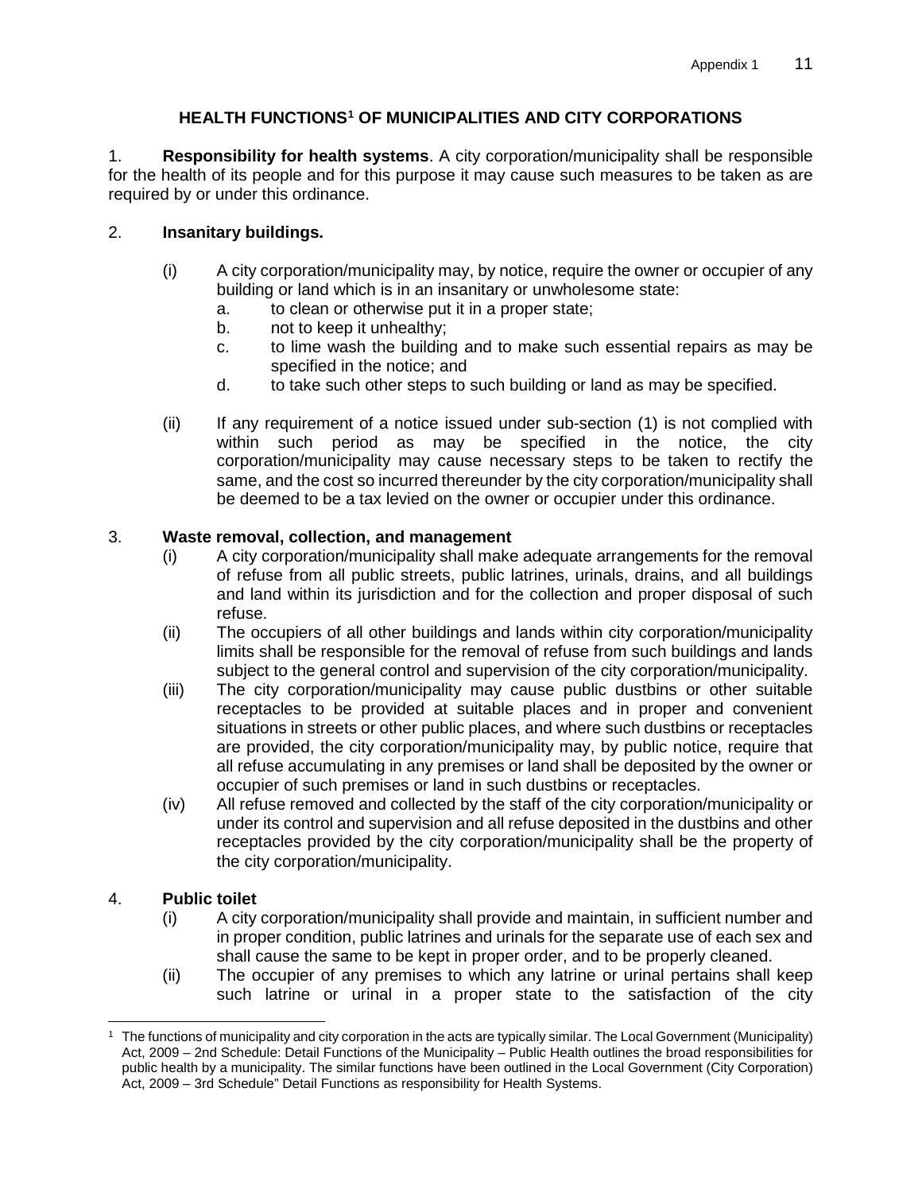## HEALTH FUNCTIONS[1] OF MUNICIPALITIES AND CITY CORPORATIONS

1. **Responsibility for health systems**. A city corporation/municipality shall be responsible for the health of its people and for this purpose it may cause such measures to be taken as are required by or under this ordinance.

2. **Insanitary buildings.**

   (i) A city corporation/municipality may, by notice, require the owner or occupier of any building or land which is in an insanitary or unwholesome state:
   a. to clean or otherwise put it in a proper state;
   b. not to keep it unhealthy;
   c. to lime wash the building and to make such essential repairs as may be specified in the notice; and
   d. to take such other steps to such building or land as may be specified.

   (ii) If any requirement of a notice issued under sub-section (1) is not complied with within such period as may be specified in the notice, the city corporation/municipality may cause necessary steps to be taken to rectify the same, and the cost so incurred thereunder by the city corporation/municipality shall be deemed to be a tax levied on the owner or occupier under this ordinance.

3. **Waste removal, collection, and management**
   (i) A city corporation/municipality shall make adequate arrangements for the removal of refuse from all public streets, public latrines, urinals, drains, and all buildings and land within its jurisdiction and for the collection and proper disposal of such refuse.
   (ii) The occupiers of all other buildings and lands within city corporation/municipality limits shall be responsible for the removal of refuse from such buildings and lands subject to the general control and supervision of the city corporation/municipality.
   (iii) The city corporation/municipality may cause public dustbins or other suitable receptacles to be provided at suitable places and in proper and convenient situations in streets or other public places, and where such dustbins or receptacles are provided, the city corporation/municipality may, by public notice, require that all refuse accumulating in any premises or land shall be deposited by the owner or occupier of such premises or land in such dustbins or receptacles.
   (iv) All refuse removed and collected by the staff of the city corporation/municipality or under its control and supervision and all refuse deposited in the dustbins and other receptacles provided by the city corporation/municipality shall be the property of the city corporation/municipality.

4. **Public toilet**
   (i) A city corporation/municipality shall provide and maintain, in sufficient number and in proper condition, public latrines and urinals for the separate use of each sex and shall cause the same to be kept in proper order, and to be properly cleaned.
   (ii) The occupier of any premises to which any latrine or urinal pertains shall keep such latrine or urinal in a proper state to the satisfaction of the city

---

[1] The functions of municipality and city corporation in the acts are typically similar. The Local Government (Municipality) Act, 2009 – 2nd Schedule: Detail Functions of the Municipality – Public Health outlines the broad responsibilities for public health by a municipality. The similar functions have been outlined in the Local Government (City Corporation) Act, 2009 – 3rd Schedule" Detail Functions as responsibility for Health Systems.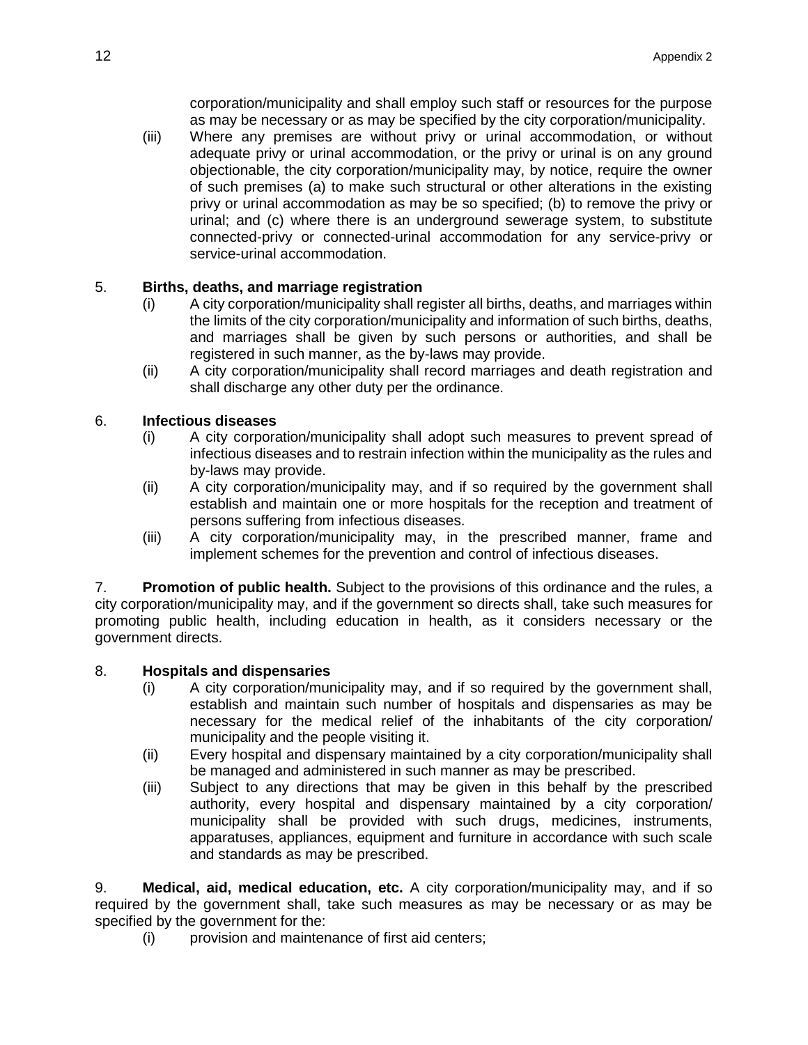corporation/municipality and shall employ such staff or resources for the purpose as may be necessary or as may be specified by the city corporation/municipality.

(iii) Where any premises are without privy or urinal accommodation, or without adequate privy or urinal accommodation, or the privy or urinal is on any ground objectionable, the city corporation/municipality may, by notice, require the owner of such premises (a) to make such structural or other alterations in the existing privy or urinal accommodation as may be so specified; (b) to remove the privy or urinal; and (c) where there is an underground sewerage system, to substitute connected-privy or connected-urinal accommodation for any service-privy or service-urinal accommodation.

5. **Births, deaths, and marriage registration**

(i) A city corporation/municipality shall register all births, deaths, and marriages within the limits of the city corporation/municipality and information of such births, deaths, and marriages shall be given by such persons or authorities, and shall be registered in such manner, as the by-laws may provide.

(ii) A city corporation/municipality shall record marriages and death registration and shall discharge any other duty per the ordinance.

6. **Infectious diseases**

(i) A city corporation/municipality shall adopt such measures to prevent spread of infectious diseases and to restrain infection within the municipality as the rules and by-laws may provide.

(ii) A city corporation/municipality may, and if so required by the government shall establish and maintain one or more hospitals for the reception and treatment of persons suffering from infectious diseases.

(iii) A city corporation/municipality may, in the prescribed manner, frame and implement schemes for the prevention and control of infectious diseases.

7. **Promotion of public health.** Subject to the provisions of this ordinance and the rules, a city corporation/municipality may, and if the government so directs shall, take such measures for promoting public health, including education in health, as it considers necessary or the government directs.

8. **Hospitals and dispensaries**

(i) A city corporation/municipality may, and if so required by the government shall, establish and maintain such number of hospitals and dispensaries as may be necessary for the medical relief of the inhabitants of the city corporation/ municipality and the people visiting it.

(ii) Every hospital and dispensary maintained by a city corporation/municipality shall be managed and administered in such manner as may be prescribed.

(iii) Subject to any directions that may be given in this behalf by the prescribed authority, every hospital and dispensary maintained by a city corporation/ municipality shall be provided with such drugs, medicines, instruments, apparatuses, appliances, equipment and furniture in accordance with such scale and standards as may be prescribed.

9. **Medical, aid, medical education, etc.** A city corporation/municipality may, and if so required by the government shall, take such measures as may be necessary or as may be specified by the government for the:

(i) provision and maintenance of first aid centers;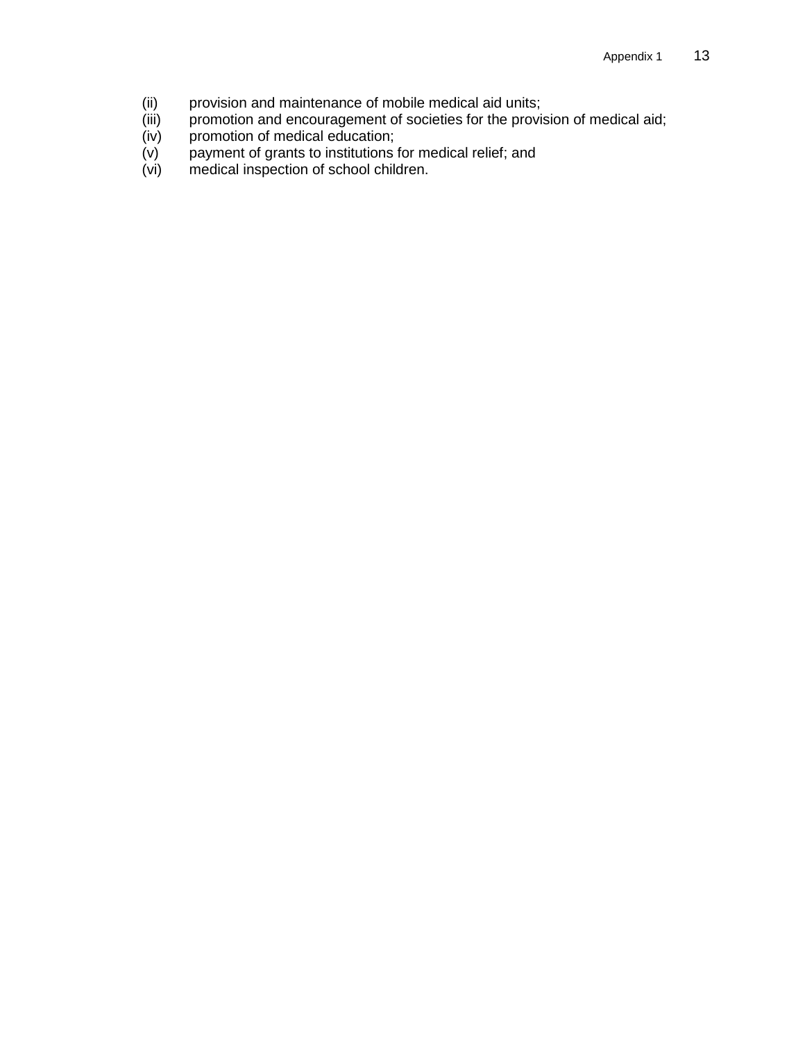(ii) provision and maintenance of mobile medical aid units;
(iii) promotion and encouragement of societies for the provision of medical aid;
(iv) promotion of medical education;
(v) payment of grants to institutions for medical relief; and
(vi) medical inspection of school children.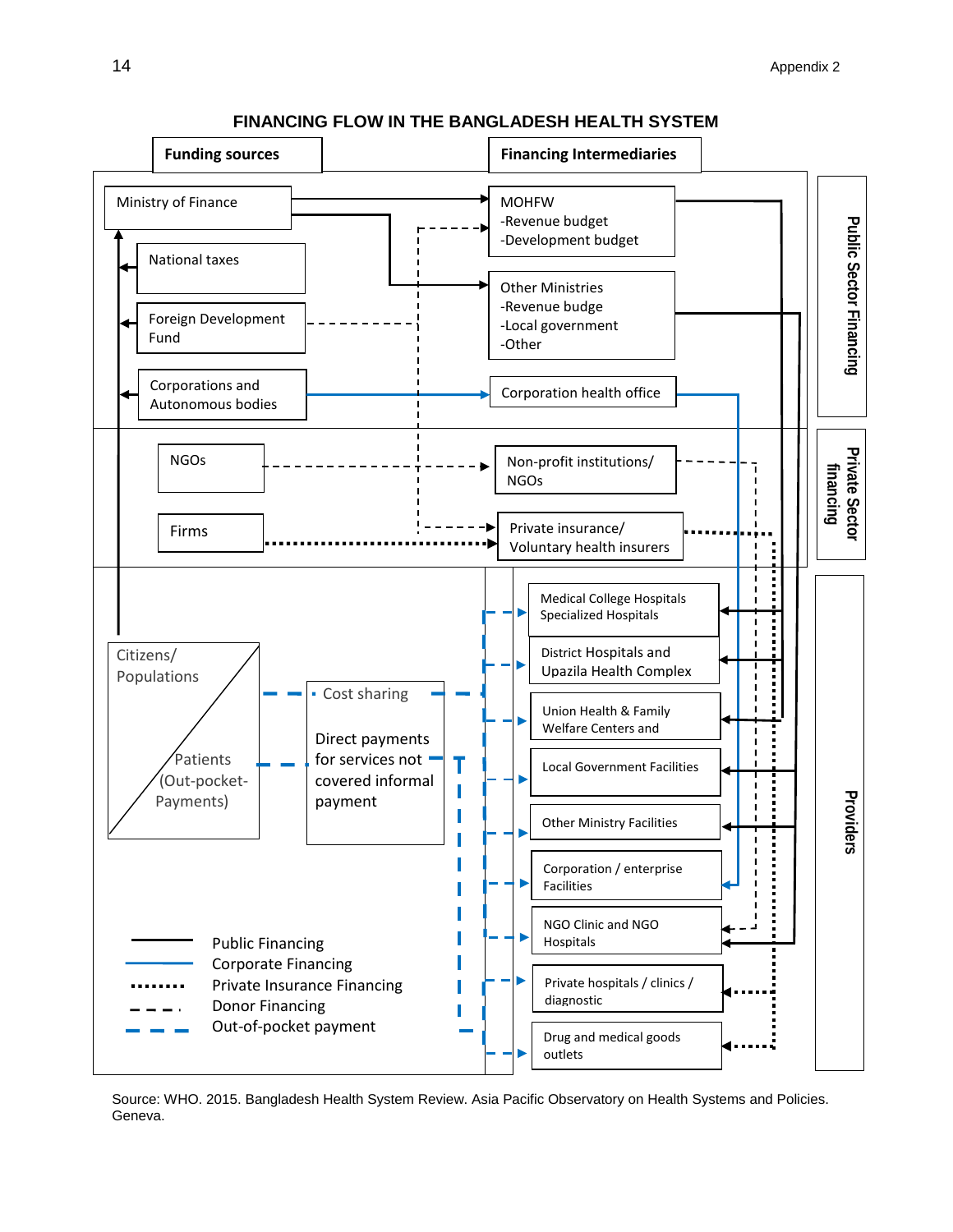# FINANCING FLOW IN THE BANGLADESH HEALTH SYSTEM

**Funding sources**

- Ministry of Finance
- National taxes
- Foreign Development Fund
- Corporations and Autonomous bodies
- NGOs
- Firms
- Citizens/ Populations
- Patients (Out-pocket-Payments)

**Financing Intermediaries**

*Public Sector Financing*

- MOHFW
  - -Revenue budget
  - -Development budget
- Other Ministries
  - -Revenue budge
  - -Local government
  - -Other
- Corporation health office

*Private Sector financing*

- Non-profit institutions/ NGOs
- Private insurance/ Voluntary health insurers

Cost sharing

Direct payments for services not covered informal payment

**Providers**

- Medical College Hospitals Specialized Hospitals
- District Hospitals and Upazila Health Complex
- Union Health & Family Welfare Centers and
- Local Government Facilities
- Other Ministry Facilities
- Corporation / enterprise Facilities
- NGO Clinic and NGO Hospitals
- Private hospitals / clinics / diagnostic
- Drug and medical goods outlets

Legend:

- Public Financing
- Corporate Financing
- Private Insurance Financing
- Donor Financing
- Out-of-pocket payment

Source: WHO. 2015. Bangladesh Health System Review. Asia Pacific Observatory on Health Systems and Policies. Geneva.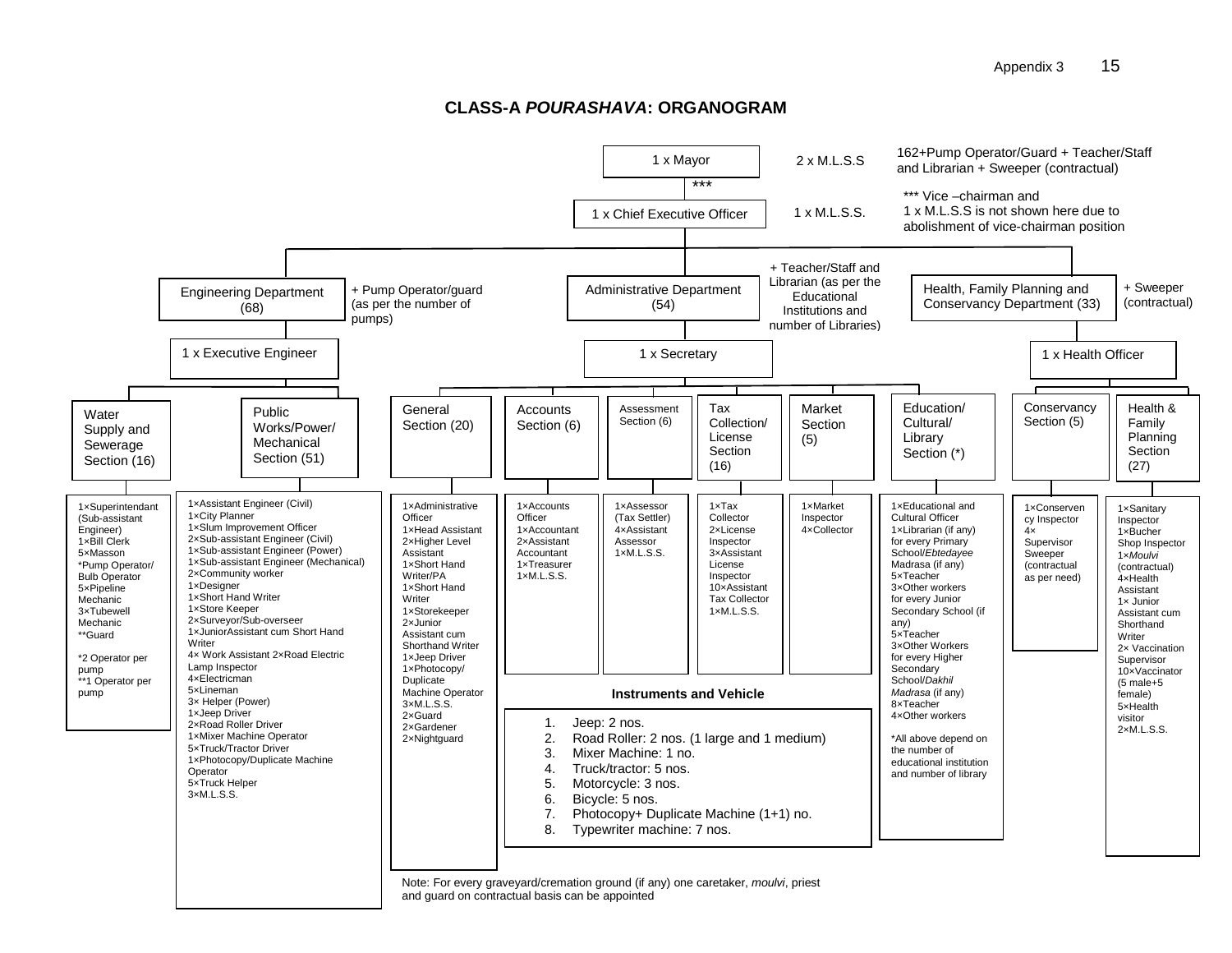Appendix 3

# CLASS-A *POURASHAVA*: ORGANOGRAM

1 x Mayor — 2 x M.L.S.S

162+Pump Operator/Guard + Teacher/Staff and Librarian + Sweeper (contractual)

\*\*\*

1 x Chief Executive Officer — 1 x M.L.S.S.

\*\*\* Vice –chairman and 1 x M.L.S.S is not shown here due to abolishment of vice-chairman position

## Engineering Department (68)

+ Pump Operator/guard (as per the number of pumps)

1 x Executive Engineer

### Water Supply and Sewerage Section (16)

1×Superintendant (Sub-assistant Engineer)
1×Bill Clerk
5×Masson
*Pump Operator/ Bulb Operator
5×Pipeline Mechanic
3×Tubewell Mechanic
**Guard

*2 Operator per pump
**1 Operator per pump

### Public Works/Power/ Mechanical Section (51)

1×Assistant Engineer (Civil)
1×City Planner
1×Slum Improvement Officer
2×Sub-assistant Engineer (Civil)
1×Sub-assistant Engineer (Power)
1×Sub-assistant Engineer (Mechanical)
2×Community worker
1×Designer
1×Short Hand Writer
1×Store Keeper
2×Surveyor/Sub-overseer
1×JuniorAssistant cum Short Hand Writer
4× Work Assistant 2×Road Electric Lamp Inspector
4×Electricman
5×Lineman
3× Helper (Power)
1×Jeep Driver
2×Road Roller Driver
1×Mixer Machine Operator
5×Truck/Tractor Driver
1×Photocopy/Duplicate Machine Operator
5×Truck Helper
3×M.L.S.S.

## Administrative Department (54)

+ Teacher/Staff and Librarian (as per the Educational Institutions and number of Libraries)

1 x Secretary

### General Section (20)

1×Administrative Officer
1×Head Assistant
2×Higher Level Assistant
1×Short Hand Writer/PA
1×Short Hand Writer
1×Storekeeper
2×Junior Assistant cum Shorthand Writer
1×Jeep Driver
1×Photocopy/ Duplicate Machine Operator
3×M.L.S.S.
2×Guard
2×Gardener
2×Nightguard

### Accounts Section (6)

1×Accounts Officer
1×Accountant
2×Assistant Accountant
1×Treasurer
1×M.L.S.S.

### Assessment Section (6)

1×Assessor (Tax Settler)
4×Assistant Assessor
1×M.L.S.S.

### Tax Collection/ License Section (16)

1×Tax Collector
2×License Inspector
3×Assistant License Inspector
10×Assistant Tax Collector
1×M.L.S.S.

### Market Section (5)

1×Market Inspector
4×Collector

### Education/ Cultural/ Library Section (*)

1×Educational and Cultural Officer
1×Librarian (if any)
for every Primary School/*Ebtedayee* Madrasa (if any)
5×Teacher
3×Other workers
for every Junior Secondary School (if any)
5×Teacher
3×Other Workers
for every Higher Secondary School/*Dakhil Madrasa* (if any)
8×Teacher
4×Other workers

*All above depend on the number of educational institution and number of library

## Health, Family Planning and Conservancy Department (33)

+ Sweeper (contractual)

1 x Health Officer

### Conservancy Section (5)

1×Conservency Inspector
4× Supervisor Sweeper (contractual as per need)

### Health & Family Planning Section (27)

1×Sanitary Inspector
1×Bucher Shop Inspector
1×*Moulvi* (contractual)
4×Health Assistant
1× Junior Assistant cum Shorthand Writer
2× Vaccination Supervisor
10×Vaccinator (5 male+5 female)
5×Health visitor
2×M.L.S.S.

## Instruments and Vehicle

1. Jeep: 2 nos.
2. Road Roller: 2 nos. (1 large and 1 medium)
3. Mixer Machine: 1 no.
4. Truck/tractor: 5 nos.
5. Motorcycle: 3 nos.
6. Bicycle: 5 nos.
7. Photocopy+ Duplicate Machine (1+1) no.
8. Typewriter machine: 7 nos.

Note: For every graveyard/cremation ground (if any) one caretaker, *moulvi*, priest and guard on contractual basis can be appointed